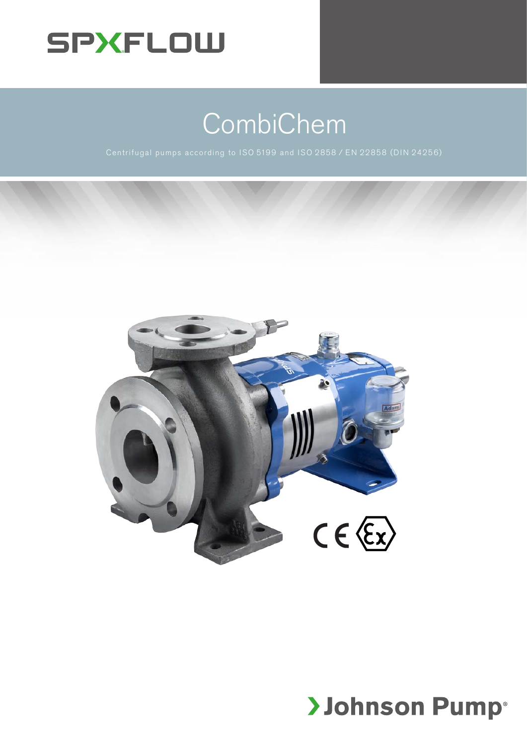SPXFLOW

# CombiChem

Centrifugal pumps according to ISO 5199 and ISO 2858 / EN 22858 (DIN 24256)

Johnson Pump®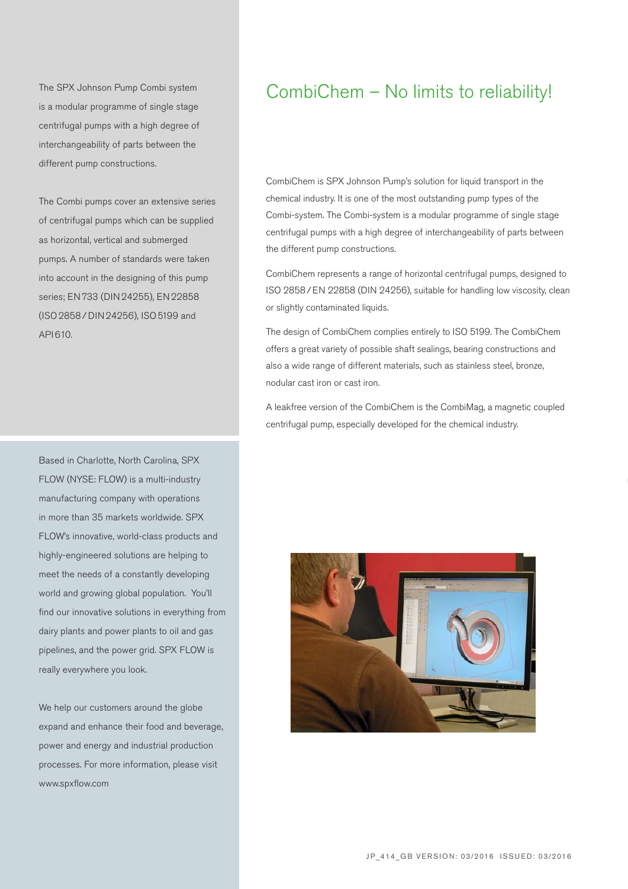The SPX Johnson Pump Combi system is a modular programme of single stage centrifugal pumps with a high degree of interchangeability of parts between the different pump constructions.

The Combi pumps cover an extensive series of centrifugal pumps which can be supplied as horizontal, vertical and submerged pumps. A number of standards were taken into account in the designing of this pump series; EN 733 (DIN 24255), EN 22858 (ISO 2858 / DIN 24256), ISO 5199 and API 610.

Based in Charlotte, North Carolina, SPX FLOW (NYSE: FLOW) is a multi-industry manufacturing company with operations in more than 35 markets worldwide. SPX FLOW's innovative, world-class products and highly-engineered solutions are helping to meet the needs of a constantly developing world and growing global population. You'll find our innovative solutions in everything from dairy plants and power plants to oil and gas pipelines, and the power grid. SPX FLOW is really everywhere you look.

We help our customers around the globe expand and enhance their food and beverage, power and energy and industrial production processes. For more information, please visit www.spxflow.com

# CombiChem – No limits to reliability!

CombiChem is SPX Johnson Pump's solution for liquid transport in the chemical industry. It is one of the most outstanding pump types of the Combi-system. The Combi-system is a modular programme of single stage centrifugal pumps with a high degree of interchangeability of parts between the different pump constructions.

CombiChem represents a range of horizontal centrifugal pumps, designed to ISO 2858 / EN 22858 (DIN 24256), suitable for handling low viscosity, clean or slightly contaminated liquids.

The design of CombiChem complies entirely to ISO 5199. The CombiChem offers a great variety of possible shaft sealings, bearing constructions and also a wide range of different materials, such as stainless steel, bronze, nodular cast iron or cast iron.

A leakfree version of the CombiChem is the CombiMag, a magnetic coupled centrifugal pump, especially developed for the chemical industry.

JP_414_GB VERSION: 03/2016 ISSUED: 03/2016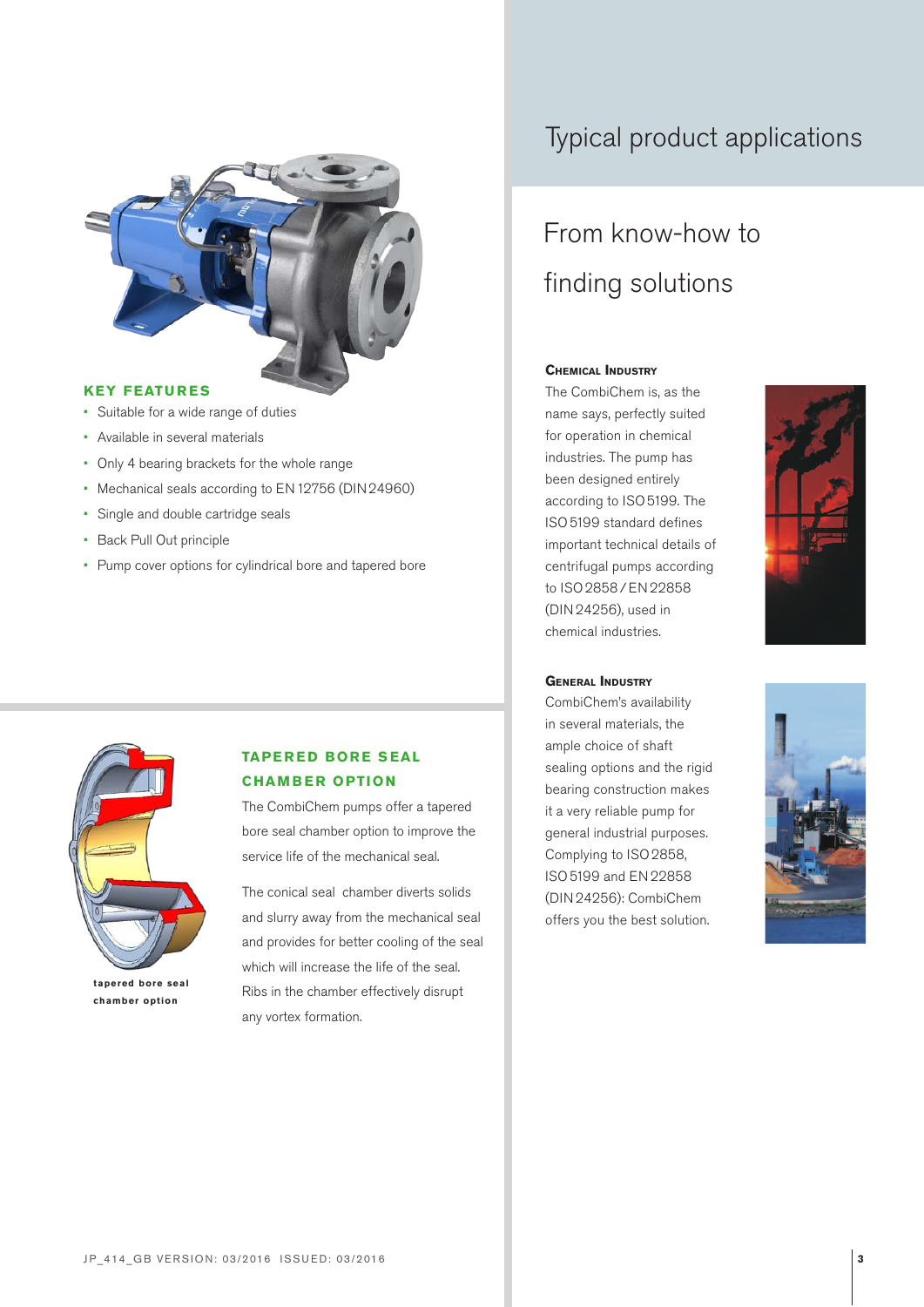### KEY FEATURES

- Suitable for a wide range of duties
- Available in several materials
- Only 4 bearing brackets for the whole range
- Mechanical seals according to EN 12756 (DIN 24960)
- Single and double cartridge seals
- Back Pull Out principle
- Pump cover options for cylindrical bore and tapered bore

### TAPERED BORE SEAL CHAMBER OPTION

The CombiChem pumps offer a tapered bore seal chamber option to improve the service life of the mechanical seal.

The conical seal chamber diverts solids and slurry away from the mechanical seal and provides for better cooling of the seal which will increase the life of the seal. Ribs in the chamber effectively disrupt any vortex formation.

tapered bore seal chamber option

# Typical product applications

## From know-how to finding solutions

### Chemical Industry

The CombiChem is, as the name says, perfectly suited for operation in chemical industries. The pump has been designed entirely according to ISO 5199. The ISO 5199 standard defines important technical details of centrifugal pumps according to ISO 2858 / EN 22858 (DIN 24256), used in chemical industries.

### General Industry

CombiChem's availability in several materials, the ample choice of shaft sealing options and the rigid bearing construction makes it a very reliable pump for general industrial purposes. Complying to ISO 2858, ISO 5199 and EN 22858 (DIN 24256): CombiChem offers you the best solution.

JP_414_GB VERSION: 03/2016 ISSUED: 03/2016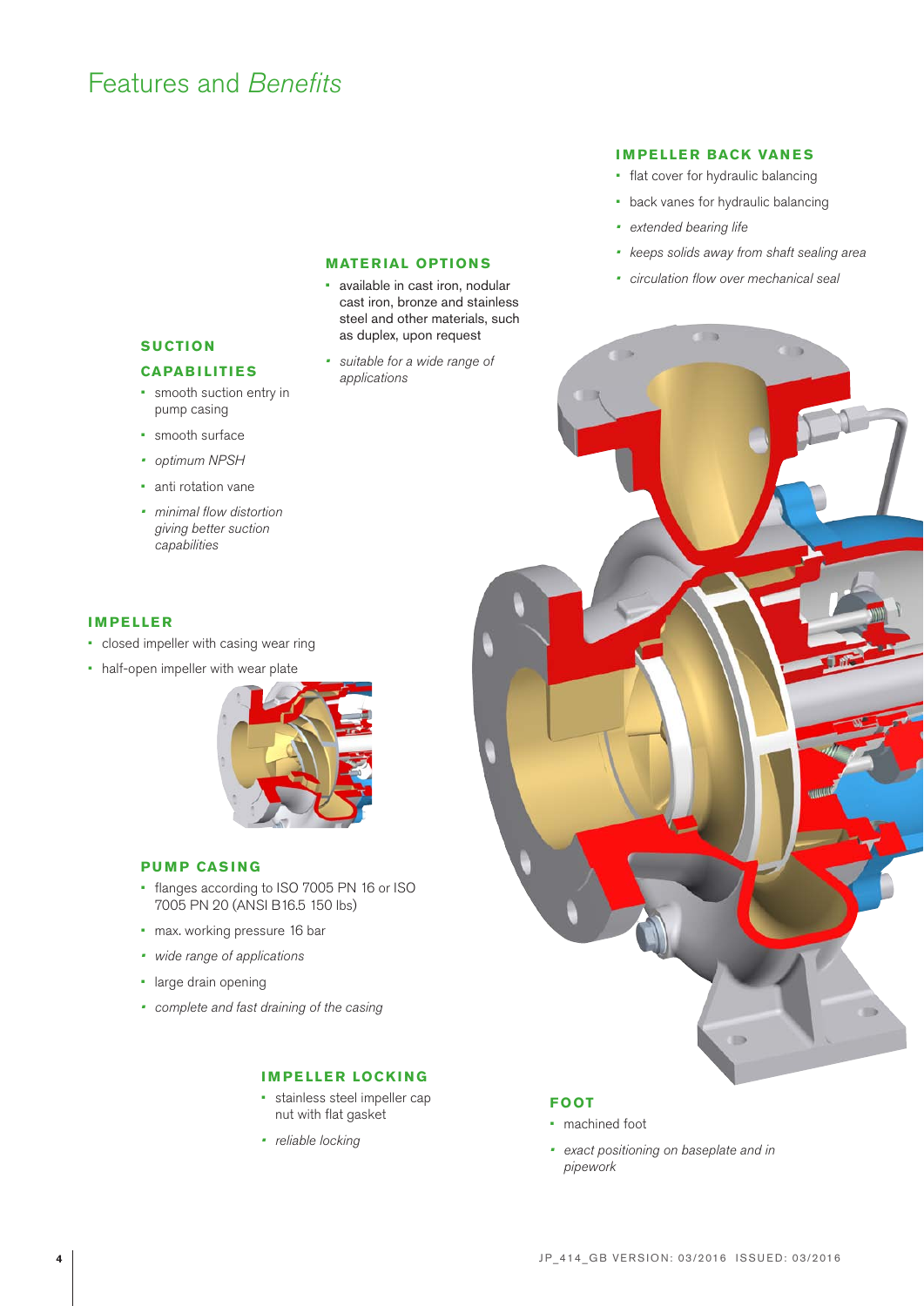# Features and *Benefits*

### IMPELLER BACK VANES

- flat cover for hydraulic balancing
- back vanes for hydraulic balancing
- *extended bearing life*
- *keeps solids away from shaft sealing area*
- *circulation flow over mechanical seal*

### MATERIAL OPTIONS

- available in cast iron, nodular cast iron, bronze and stainless steel and other materials, such as duplex, upon request
- *suitable for a wide range of applications*

### SUCTION CAPABILITIES

- smooth suction entry in pump casing
- smooth surface
- *optimum NPSH*
- anti rotation vane
- *minimal flow distortion giving better suction capabilities*

### IMPELLER

- closed impeller with casing wear ring
- half-open impeller with wear plate

### PUMP CASING

- flanges according to ISO 7005 PN 16 or ISO 7005 PN 20 (ANSI B16.5 150 lbs)
- max. working pressure 16 bar
- *wide range of applications*
- large drain opening
- *complete and fast draining of the casing*

### IMPELLER LOCKING

- stainless steel impeller cap nut with flat gasket
- *reliable locking*

### FOOT

- machined foot
- *exact positioning on baseplate and in pipework*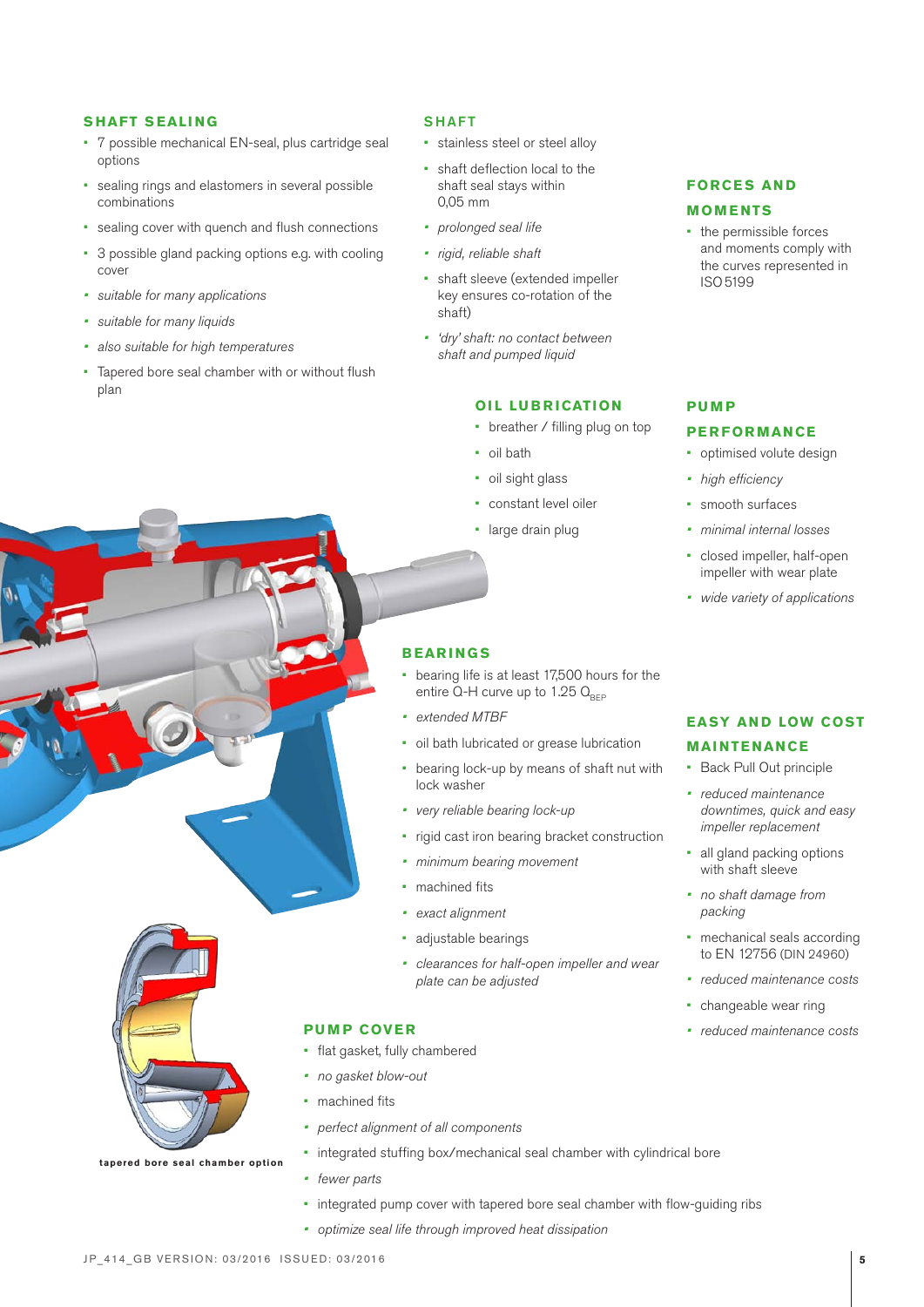## SHAFT SEALING

- 7 possible mechanical EN-seal, plus cartridge seal options
- sealing rings and elastomers in several possible combinations
- sealing cover with quench and flush connections
- 3 possible gland packing options e.g. with cooling cover
- *suitable for many applications*
- *suitable for many liquids*
- *also suitable for high temperatures*
- Tapered bore seal chamber with or without flush plan

## SHAFT

- stainless steel or steel alloy
- shaft deflection local to the shaft seal stays within 0,05 mm
- *prolonged seal life*
- *rigid, reliable shaft*
- shaft sleeve (extended impeller key ensures co-rotation of the shaft)
- *'dry' shaft: no contact between shaft and pumped liquid*

## FORCES AND MOMENTS

- the permissible forces and moments comply with the curves represented in ISO 5199

## OIL LUBRICATION

- breather / filling plug on top
- oil bath
- oil sight glass
- constant level oiler
- large drain plug

## PUMP PERFORMANCE

- optimised volute design
- *high efficiency*
- smooth surfaces
- *minimal internal losses*
- closed impeller, half-open impeller with wear plate
- *wide variety of applications*

## BEARINGS

- bearing life is at least 17,500 hours for the entire Q-H curve up to 1.25 $Q_{BEP}$
- *extended MTBF*
- oil bath lubricated or grease lubrication
- bearing lock-up by means of shaft nut with lock washer
- *very reliable bearing lock-up*
- rigid cast iron bearing bracket construction
- *minimum bearing movement*
- machined fits
- *exact alignment*
- adjustable bearings
- *clearances for half-open impeller and wear plate can be adjusted*

## EASY AND LOW COST MAINTENANCE

- Back Pull Out principle
- *reduced maintenance downtimes, quick and easy impeller replacement*
- all gland packing options with shaft sleeve
- *no shaft damage from packing*
- mechanical seals according to EN 12756 (DIN 24960)
- *reduced maintenance costs*
- changeable wear ring
- *reduced maintenance costs*

tapered bore seal chamber option

## PUMP COVER

- flat gasket, fully chambered
- *no gasket blow-out*
- machined fits
- *perfect alignment of all components*
- integrated stuffing box/mechanical seal chamber with cylindrical bore
- *fewer parts*
- integrated pump cover with tapered bore seal chamber with flow-guiding ribs
- *optimize seal life through improved heat dissipation*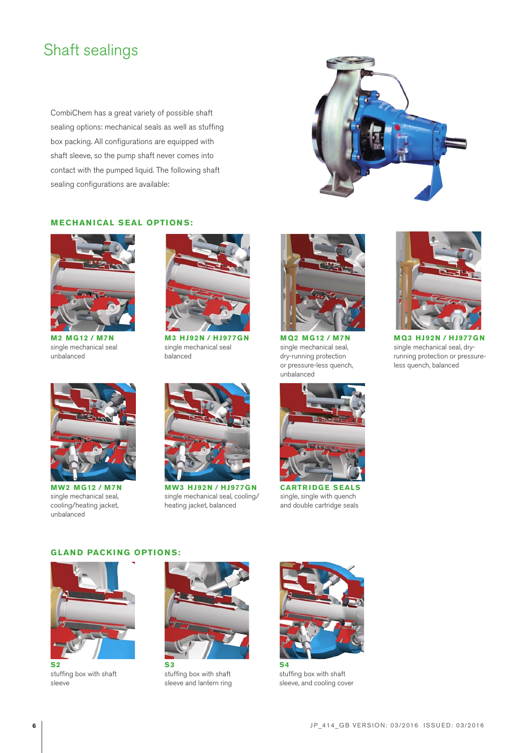# Shaft sealings

CombiChem has a great variety of possible shaft sealing options: mechanical seals as well as stuffing box packing. All configurations are equipped with shaft sleeve, so the pump shaft never comes into contact with the pumped liquid. The following shaft sealing configurations are available:

## MECHANICAL SEAL OPTIONS:

**M2 MG12 / M7N**
single mechanical seal unbalanced

**M3 HJ92N / HJ977GN**
single mechanical seal balanced

**MQ2 MG12 / M7N**
single mechanical seal, dry-running protection or pressure-less quench, unbalanced

**MQ3 HJ92N / HJ977GN**
single mechanical seal, dry-running protection or pressure-less quench, balanced

**MW2 MG12 / M7N**
single mechanical seal, cooling/heating jacket, unbalanced

**MW3 HJ92N / HJ977GN**
single mechanical seal, cooling/heating jacket, balanced

**CARTRIDGE SEALS**
single, single with quench and double cartridge seals

## GLAND PACKING OPTIONS:

**S2**
stuffing box with shaft sleeve

**S3**
stuffing box with shaft sleeve and lantern ring

**S4**
stuffing box with shaft sleeve, and cooling cover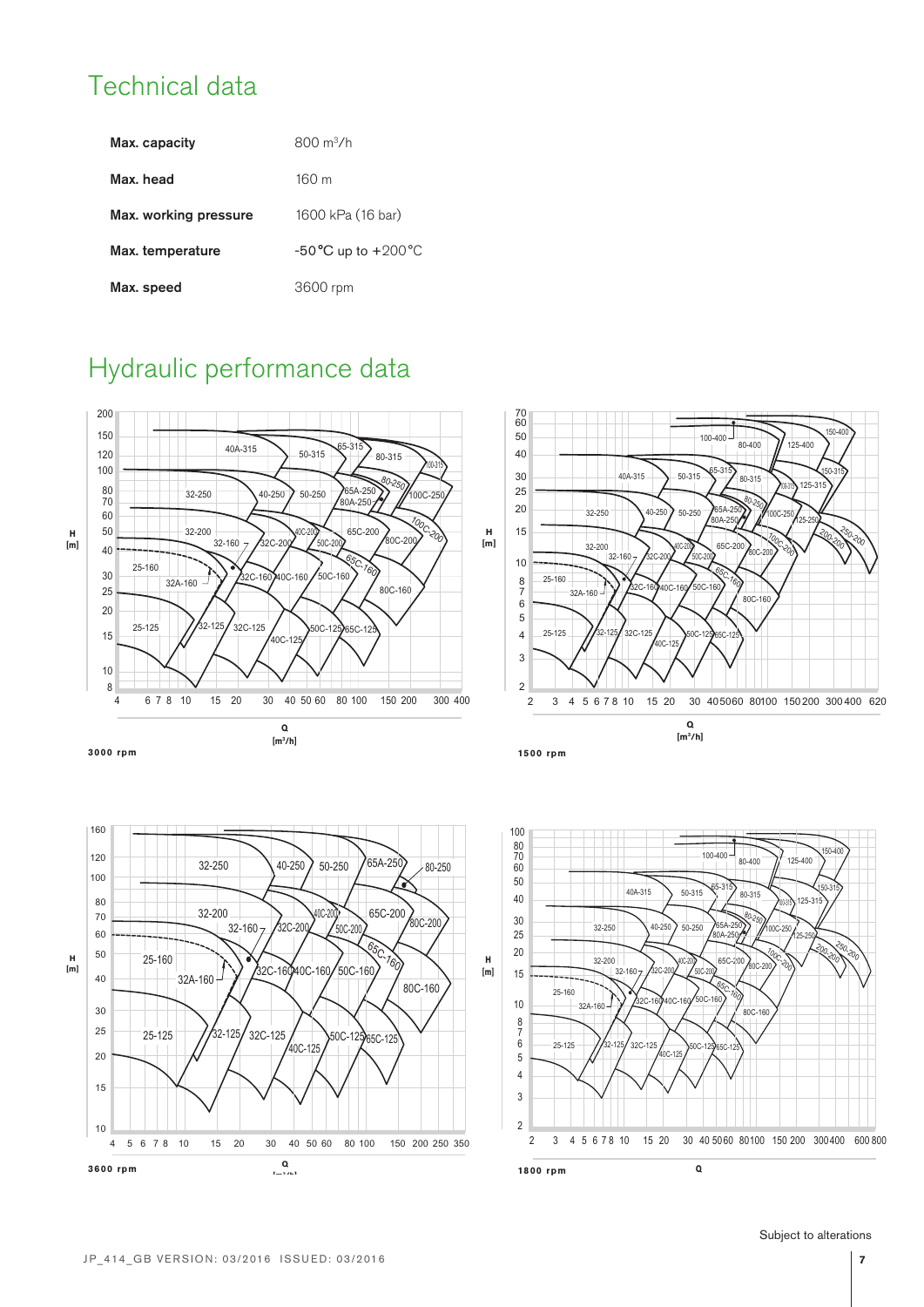# Technical data

| | |
|---|---|
| **Max. capacity** | 800 m³/h |
| **Max. head** | 160 m |
| **Max. working pressure** | 1600 kPa (16 bar) |
| **Max. temperature** | -50 °C up to +200 °C |
| **Max. speed** | 3600 rpm |

# Hydraulic performance data

**3000 rpm**

**1500 rpm**

**3600 rpm**

**1800 rpm**

Subject to alterations

JP_414_GB VERSION: 03/2016 ISSUED: 03/2016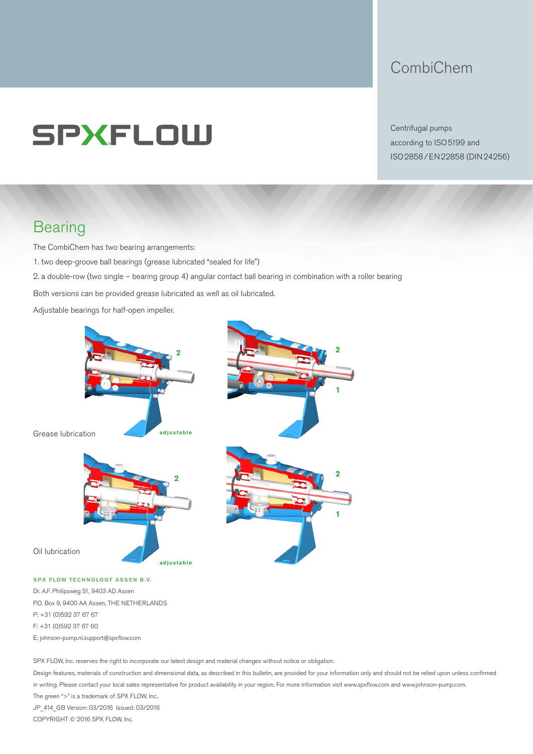SPXFLOW

# CombiChem

Centrifugal pumps according to ISO 5199 and ISO 2858 / EN 22858 (DIN 24256)

## Bearing

The CombiChem has two bearing arrangements:

1. two deep-groove ball bearings (grease lubricated "sealed for life")
2. a double-row (two single – bearing group 4) angular contact ball bearing in combination with a roller bearing

Both versions can be provided grease lubricated as well as oil lubricated.

Adjustable bearings for half-open impeller.

2

adjustable

Grease lubrication

2

1

2

adjustable

Oil lubrication

2

1

**SPX FLOW TECHNOLOGY ASSEN B.V.**

Dr. A.F. Philipsweg 51, 9403 AD Assen
P.O. Box 9, 9400 AA Assen, THE NETHERLANDS
P: +31 (0)592 37 67 67
F: +31 (0)592 37 67 60
E: johnson-pump.nl.support@spxflow.com

SPX FLOW, Inc. reserves the right to incorporate our latest design and material changes without notice or obligation.

Design features, materials of construction and dimensional data, as described in this bulletin, are provided for your information only and should not be relied upon unless confirmed in writing. Please contact your local sales representative for product availability in your region. For more information visit www.spxflow.com and www.johnson-pump.com.

The green ">" is a trademark of SPX FLOW, Inc..

JP_414_GB Version: 03/2016 Issued: 03/2016

COPYRIGHT © 2016 SPX FLOW, Inc.